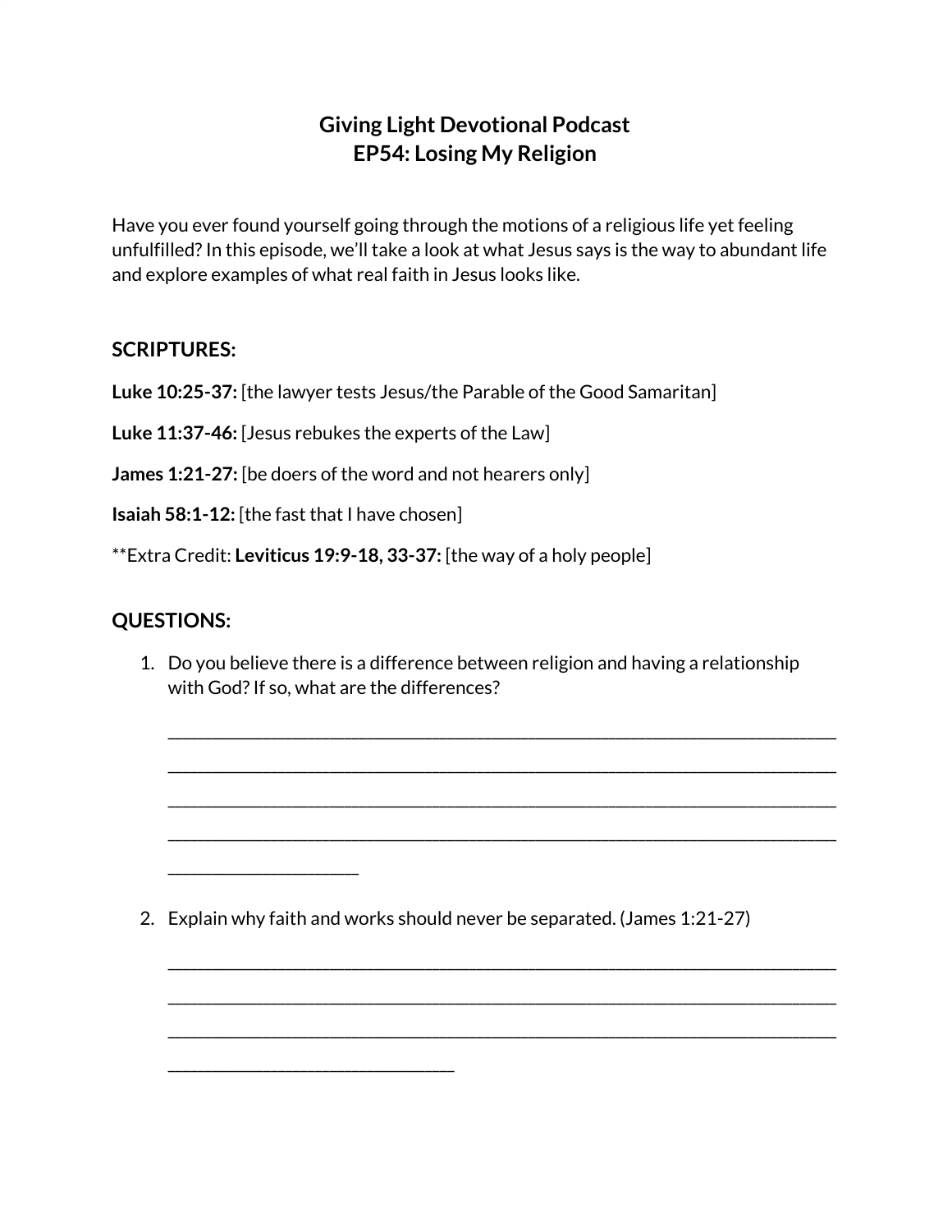# Giving Light Devotional Podcast
# EP54: Losing My Religion

Have you ever found yourself going through the motions of a religious life yet feeling unfulfilled? In this episode, we'll take a look at what Jesus says is the way to abundant life and explore examples of what real faith in Jesus looks like.

## SCRIPTURES:

**Luke 10:25-37:** [the lawyer tests Jesus/the Parable of the Good Samaritan]

**Luke 11:37-46:** [Jesus rebukes the experts of the Law]

**James 1:21-27:** [be doers of the word and not hearers only]

**Isaiah 58:1-12:** [the fast that I have chosen]

**Extra Credit: **Leviticus 19:9-18, 33-37:** [the way of a holy people]

## QUESTIONS:

1. Do you believe there is a difference between religion and having a relationship with God? If so, what are the differences?

   ____________________________________________________________________________

   ____________________________________________________________________________

   ____________________________________________________________________________

   ____________________________________________________________________________

   ______________________

2. Explain why faith and works should never be separated. (James 1:21-27)

   ____________________________________________________________________________

   ____________________________________________________________________________

   ____________________________________________________________________________

   ________________________________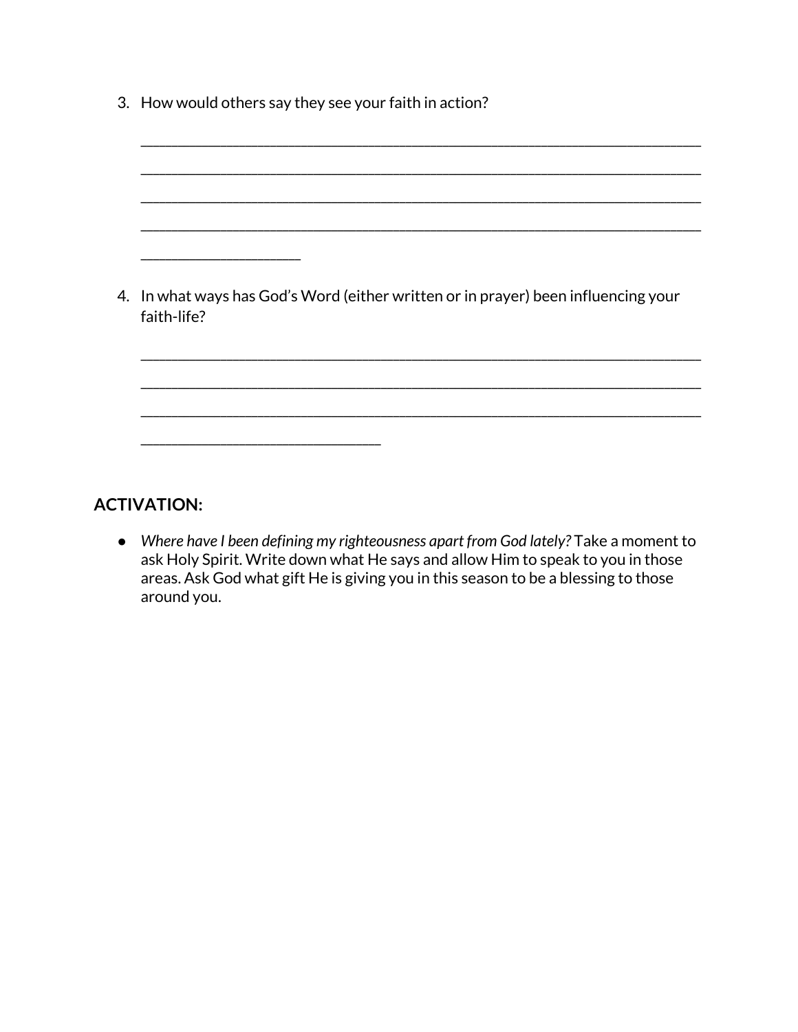3. How would others say they see your faith in action?

   ___________________________________________________________________________
   ___________________________________________________________________________
   ___________________________________________________________________________
   ___________________________________________________________________________
   _____________________

4. In what ways has God's Word (either written or in prayer) been influencing your faith-life?

   ___________________________________________________________________________
   ___________________________________________________________________________
   ___________________________________________________________________________
   ________________________________

## ACTIVATION:

- *Where have I been defining my righteousness apart from God lately?* Take a moment to ask Holy Spirit. Write down what He says and allow Him to speak to you in those areas. Ask God what gift He is giving you in this season to be a blessing to those around you.